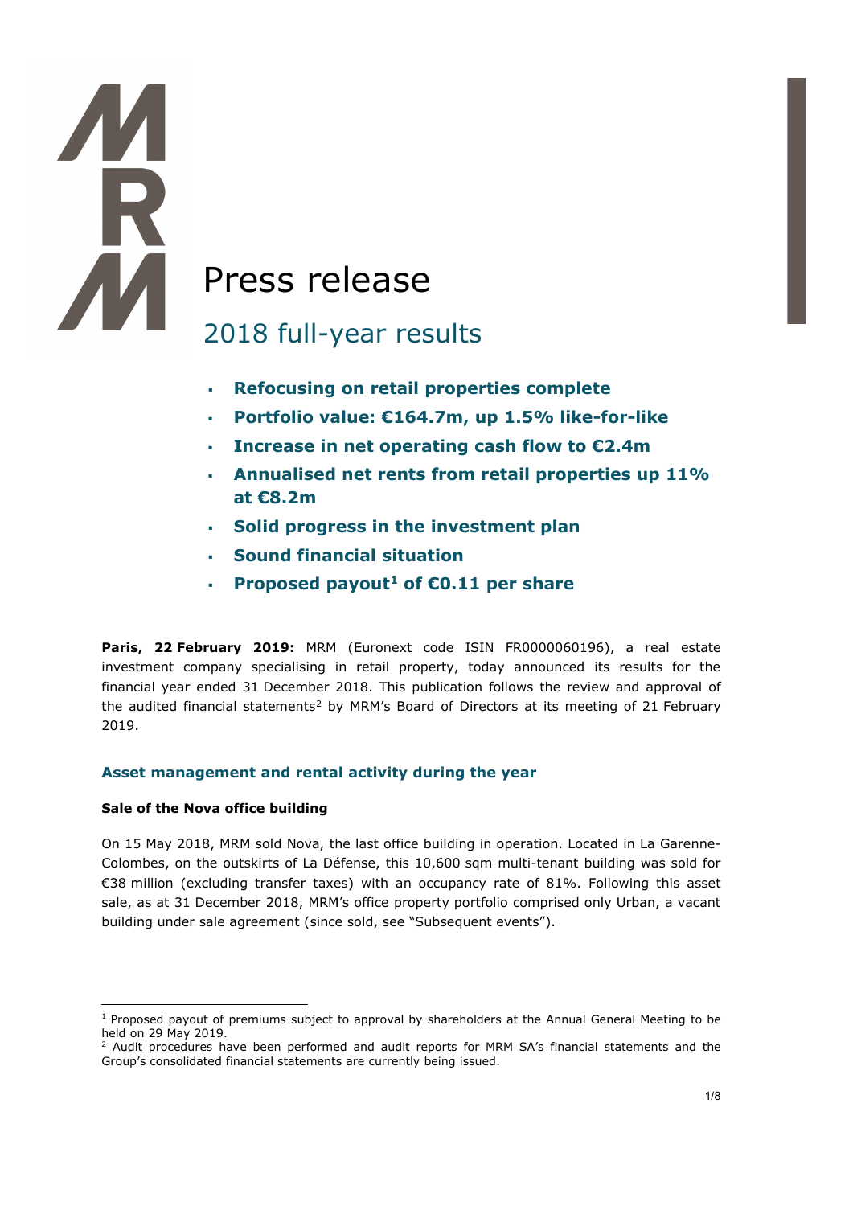# Press release

## 2018 full-year results

- **Refocusing on retail properties complete**
- **Portfolio value: €164.7m, up 1.5% like-for-like**
- **Increase in net operating cash flow to €2.4m**
- **Annualised net rents from retail properties up 11% at €8.2m**
- **Solid progress in the investment plan**
- **Sound financial situation**
- **Proposed payout[1] of €0.11 per share**

**Paris, 22 February 2019:** MRM (Euronext code ISIN FR0000060196), a real estate investment company specialising in retail property, today announced its results for the financial year ended 31 December 2018. This publication follows the review and approval of the audited financial statements[2] by MRM's Board of Directors at its meeting of 21 February 2019.

### Asset management and rental activity during the year

**Sale of the Nova office building**

On 15 May 2018, MRM sold Nova, the last office building in operation. Located in La Garenne-Colombes, on the outskirts of La Défense, this 10,600 sqm multi-tenant building was sold for €38 million (excluding transfer taxes) with an occupancy rate of 81%. Following this asset sale, as at 31 December 2018, MRM's office property portfolio comprised only Urban, a vacant building under sale agreement (since sold, see "Subsequent events").

---

[1] Proposed payout of premiums subject to approval by shareholders at the Annual General Meeting to be held on 29 May 2019.

[2] Audit procedures have been performed and audit reports for MRM SA's financial statements and the Group's consolidated financial statements are currently being issued.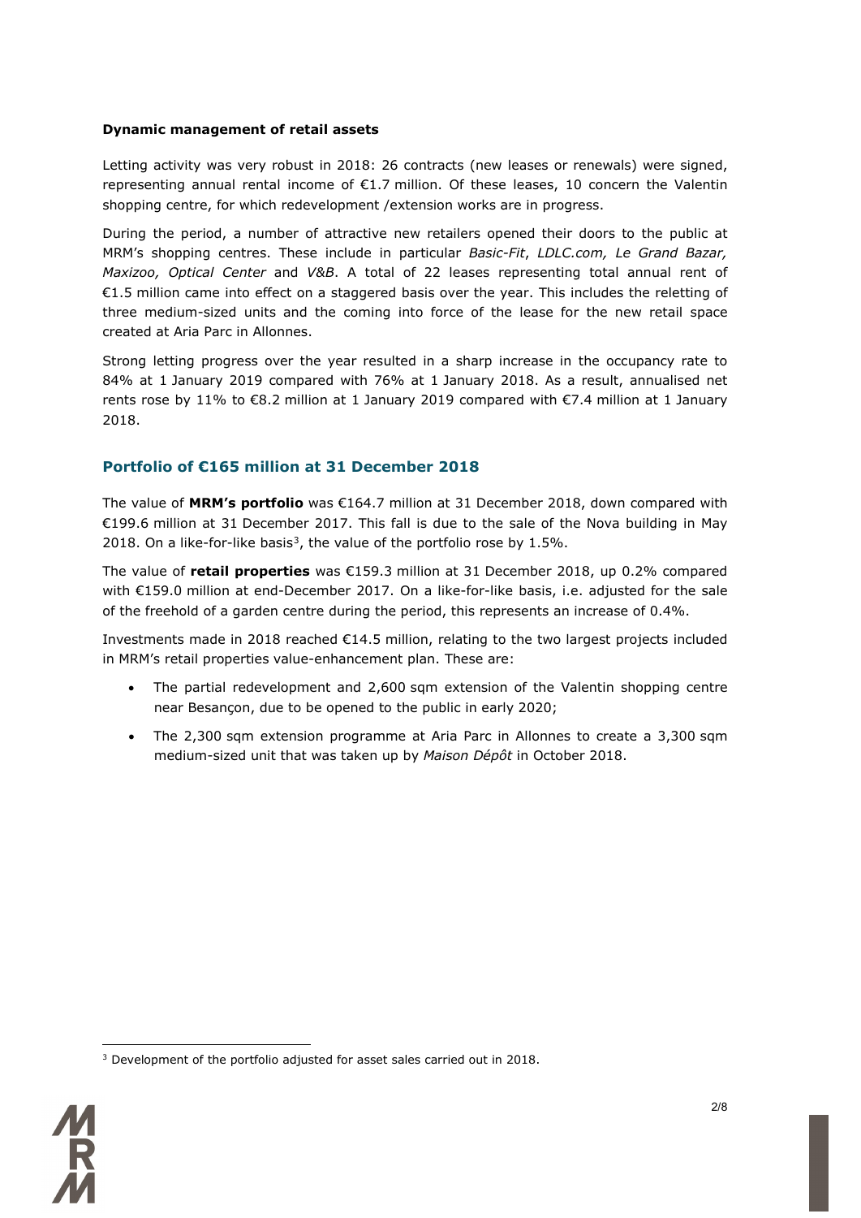**Dynamic management of retail assets**

Letting activity was very robust in 2018: 26 contracts (new leases or renewals) were signed, representing annual rental income of €1.7 million. Of these leases, 10 concern the Valentin shopping centre, for which redevelopment /extension works are in progress.

During the period, a number of attractive new retailers opened their doors to the public at MRM's shopping centres. These include in particular *Basic-Fit*, *LDLC.com, Le Grand Bazar, Maxizoo, Optical Center* and *V&B*. A total of 22 leases representing total annual rent of €1.5 million came into effect on a staggered basis over the year. This includes the reletting of three medium-sized units and the coming into force of the lease for the new retail space created at Aria Parc in Allonnes.

Strong letting progress over the year resulted in a sharp increase in the occupancy rate to 84% at 1 January 2019 compared with 76% at 1 January 2018. As a result, annualised net rents rose by 11% to €8.2 million at 1 January 2019 compared with €7.4 million at 1 January 2018.

## Portfolio of €165 million at 31 December 2018

The value of **MRM's portfolio** was €164.7 million at 31 December 2018, down compared with €199.6 million at 31 December 2017. This fall is due to the sale of the Nova building in May 2018. On a like-for-like basis[3], the value of the portfolio rose by 1.5%.

The value of **retail properties** was €159.3 million at 31 December 2018, up 0.2% compared with €159.0 million at end-December 2017. On a like-for-like basis, i.e. adjusted for the sale of the freehold of a garden centre during the period, this represents an increase of 0.4%.

Investments made in 2018 reached €14.5 million, relating to the two largest projects included in MRM's retail properties value-enhancement plan. These are:

- The partial redevelopment and 2,600 sqm extension of the Valentin shopping centre near Besançon, due to be opened to the public in early 2020;
- The 2,300 sqm extension programme at Aria Parc in Allonnes to create a 3,300 sqm medium-sized unit that was taken up by *Maison Dépôt* in October 2018.

---

[3] Development of the portfolio adjusted for asset sales carried out in 2018.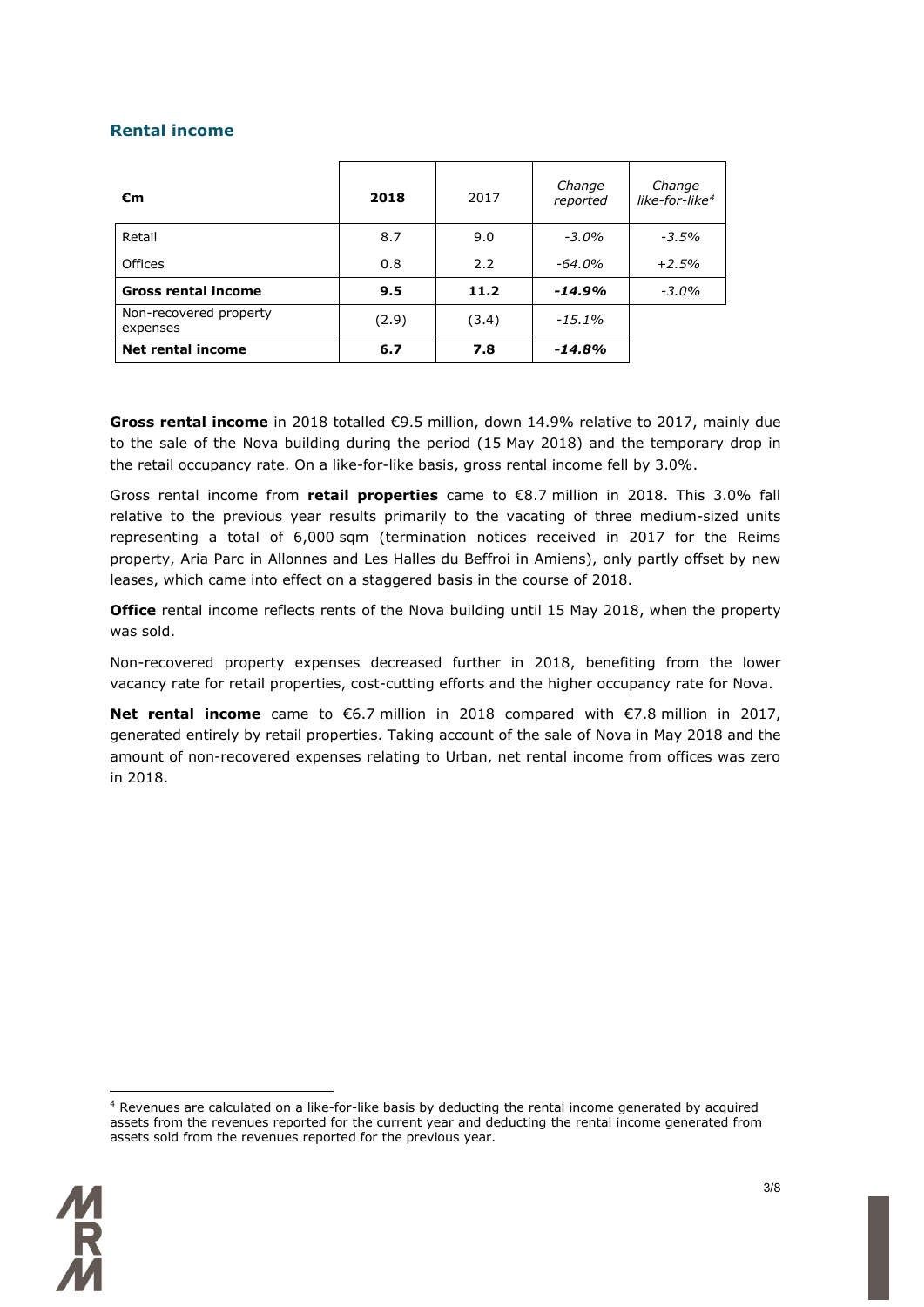## Rental income

| €m | **2018** | 2017 | *Change reported* | *Change like-for-like*[4] |
|---|---|---|---|---|
| Retail | 8.7 | 9.0 | *-3.0%* | *-3.5%* |
| Offices | 0.8 | 2.2 | *-64.0%* | *+2.5%* |
| **Gross rental income** | **9.5** | **11.2** | ***-14.9%*** | *-3.0%* |
| Non-recovered property expenses | (2.9) | (3.4) | *-15.1%* | |
| **Net rental income** | **6.7** | **7.8** | ***-14.8%*** | |

**Gross rental income** in 2018 totalled €9.5 million, down 14.9% relative to 2017, mainly due to the sale of the Nova building during the period (15 May 2018) and the temporary drop in the retail occupancy rate. On a like-for-like basis, gross rental income fell by 3.0%.

Gross rental income from **retail properties** came to €8.7 million in 2018. This 3.0% fall relative to the previous year results primarily to the vacating of three medium-sized units representing a total of 6,000 sqm (termination notices received in 2017 for the Reims property, Aria Parc in Allonnes and Les Halles du Beffroi in Amiens), only partly offset by new leases, which came into effect on a staggered basis in the course of 2018.

**Office** rental income reflects rents of the Nova building until 15 May 2018, when the property was sold.

Non-recovered property expenses decreased further in 2018, benefiting from the lower vacancy rate for retail properties, cost-cutting efforts and the higher occupancy rate for Nova.

**Net rental income** came to €6.7 million in 2018 compared with €7.8 million in 2017, generated entirely by retail properties. Taking account of the sale of Nova in May 2018 and the amount of non-recovered expenses relating to Urban, net rental income from offices was zero in 2018.

[4] Revenues are calculated on a like-for-like basis by deducting the rental income generated by acquired assets from the revenues reported for the current year and deducting the rental income generated from assets sold from the revenues reported for the previous year.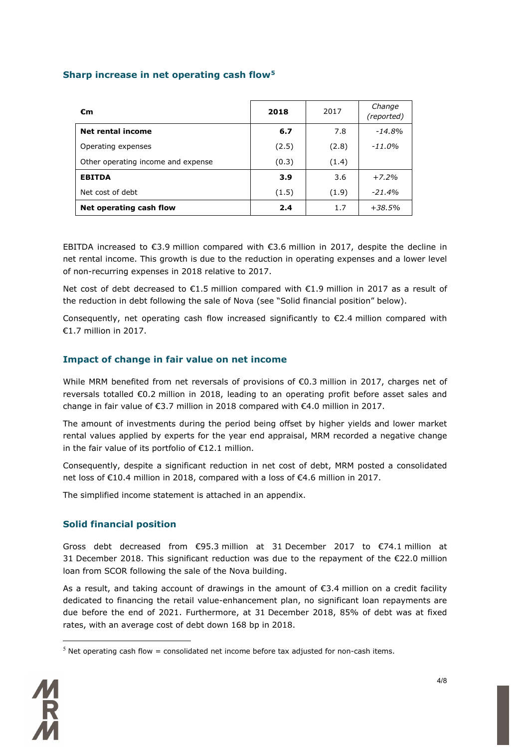## Sharp increase in net operating cash flow[5]

| €m | 2018 | 2017 | *Change (reported)* |
|---|---|---|---|
| **Net rental income** | **6.7** | 7.8 | *-14.8%* |
| Operating expenses | (2.5) | (2.8) | *-11.0%* |
| Other operating income and expense | (0.3) | (1.4) | |
| **EBITDA** | **3.9** | 3.6 | *+7.2%* |
| Net cost of debt | (1.5) | (1.9) | *-21.4%* |
| **Net operating cash flow** | **2.4** | 1.7 | *+38.5%* |

EBITDA increased to €3.9 million compared with €3.6 million in 2017, despite the decline in net rental income. This growth is due to the reduction in operating expenses and a lower level of non-recurring expenses in 2018 relative to 2017.

Net cost of debt decreased to €1.5 million compared with €1.9 million in 2017 as a result of the reduction in debt following the sale of Nova (see "Solid financial position" below).

Consequently, net operating cash flow increased significantly to €2.4 million compared with €1.7 million in 2017.

## Impact of change in fair value on net income

While MRM benefited from net reversals of provisions of €0.3 million in 2017, charges net of reversals totalled €0.2 million in 2018, leading to an operating profit before asset sales and change in fair value of €3.7 million in 2018 compared with €4.0 million in 2017.

The amount of investments during the period being offset by higher yields and lower market rental values applied by experts for the year end appraisal, MRM recorded a negative change in the fair value of its portfolio of €12.1 million.

Consequently, despite a significant reduction in net cost of debt, MRM posted a consolidated net loss of €10.4 million in 2018, compared with a loss of €4.6 million in 2017.

The simplified income statement is attached in an appendix.

## Solid financial position

Gross debt decreased from €95.3 million at 31 December 2017 to €74.1 million at 31 December 2018. This significant reduction was due to the repayment of the €22.0 million loan from SCOR following the sale of the Nova building.

As a result, and taking account of drawings in the amount of €3.4 million on a credit facility dedicated to financing the retail value-enhancement plan, no significant loan repayments are due before the end of 2021. Furthermore, at 31 December 2018, 85% of debt was at fixed rates, with an average cost of debt down 168 bp in 2018.

[5] Net operating cash flow = consolidated net income before tax adjusted for non-cash items.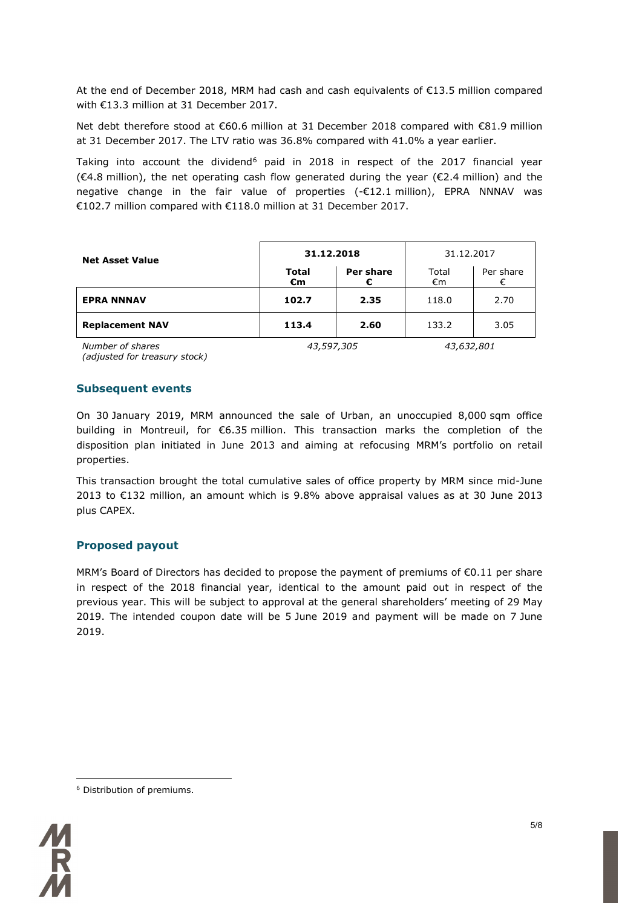At the end of December 2018, MRM had cash and cash equivalents of €13.5 million compared with €13.3 million at 31 December 2017.

Net debt therefore stood at €60.6 million at 31 December 2018 compared with €81.9 million at 31 December 2017. The LTV ratio was 36.8% compared with 41.0% a year earlier.

Taking into account the dividend[6] paid in 2018 in respect of the 2017 financial year (€4.8 million), the net operating cash flow generated during the year (€2.4 million) and the negative change in the fair value of properties (-€12.1 million), EPRA NNNAV was €102.7 million compared with €118.0 million at 31 December 2017.

| **Net Asset Value** | **31.12.2018** | | 31.12.2017 | |
|---|---|---|---|---|
| | **Total €m** | **Per share €** | Total €m | Per share € |
| **EPRA NNNAV** | **102.7** | **2.35** | 118.0 | 2.70 |
| **Replacement NAV** | **113.4** | **2.60** | 133.2 | 3.05 |
| *Number of shares (adjusted for treasury stock)* | *43,597,305* | | *43,632,801* | |

## Subsequent events

On 30 January 2019, MRM announced the sale of Urban, an unoccupied 8,000 sqm office building in Montreuil, for €6.35 million. This transaction marks the completion of the disposition plan initiated in June 2013 and aiming at refocusing MRM's portfolio on retail properties.

This transaction brought the total cumulative sales of office property by MRM since mid-June 2013 to €132 million, an amount which is 9.8% above appraisal values as at 30 June 2013 plus CAPEX.

## Proposed payout

MRM's Board of Directors has decided to propose the payment of premiums of €0.11 per share in respect of the 2018 financial year, identical to the amount paid out in respect of the previous year. This will be subject to approval at the general shareholders' meeting of 29 May 2019. The intended coupon date will be 5 June 2019 and payment will be made on 7 June 2019.

[6] Distribution of premiums.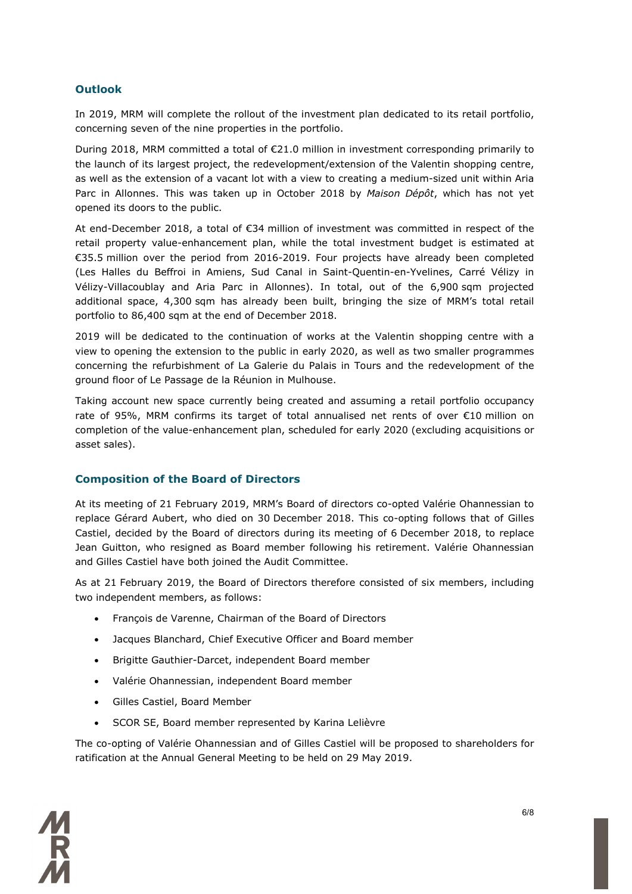## Outlook

In 2019, MRM will complete the rollout of the investment plan dedicated to its retail portfolio, concerning seven of the nine properties in the portfolio.

During 2018, MRM committed a total of €21.0 million in investment corresponding primarily to the launch of its largest project, the redevelopment/extension of the Valentin shopping centre, as well as the extension of a vacant lot with a view to creating a medium-sized unit within Aria Parc in Allonnes. This was taken up in October 2018 by *Maison Dépôt*, which has not yet opened its doors to the public.

At end-December 2018, a total of €34 million of investment was committed in respect of the retail property value-enhancement plan, while the total investment budget is estimated at €35.5 million over the period from 2016-2019. Four projects have already been completed (Les Halles du Beffroi in Amiens, Sud Canal in Saint-Quentin-en-Yvelines, Carré Vélizy in Vélizy-Villacoublay and Aria Parc in Allonnes). In total, out of the 6,900 sqm projected additional space, 4,300 sqm has already been built, bringing the size of MRM's total retail portfolio to 86,400 sqm at the end of December 2018.

2019 will be dedicated to the continuation of works at the Valentin shopping centre with a view to opening the extension to the public in early 2020, as well as two smaller programmes concerning the refurbishment of La Galerie du Palais in Tours and the redevelopment of the ground floor of Le Passage de la Réunion in Mulhouse.

Taking account new space currently being created and assuming a retail portfolio occupancy rate of 95%, MRM confirms its target of total annualised net rents of over €10 million on completion of the value-enhancement plan, scheduled for early 2020 (excluding acquisitions or asset sales).

## Composition of the Board of Directors

At its meeting of 21 February 2019, MRM's Board of directors co-opted Valérie Ohannessian to replace Gérard Aubert, who died on 30 December 2018. This co-opting follows that of Gilles Castiel, decided by the Board of directors during its meeting of 6 December 2018, to replace Jean Guitton, who resigned as Board member following his retirement. Valérie Ohannessian and Gilles Castiel have both joined the Audit Committee.

As at 21 February 2019, the Board of Directors therefore consisted of six members, including two independent members, as follows:

- François de Varenne, Chairman of the Board of Directors
- Jacques Blanchard, Chief Executive Officer and Board member
- Brigitte Gauthier-Darcet, independent Board member
- Valérie Ohannessian, independent Board member
- Gilles Castiel, Board Member
- SCOR SE, Board member represented by Karina Lelièvre

The co-opting of Valérie Ohannessian and of Gilles Castiel will be proposed to shareholders for ratification at the Annual General Meeting to be held on 29 May 2019.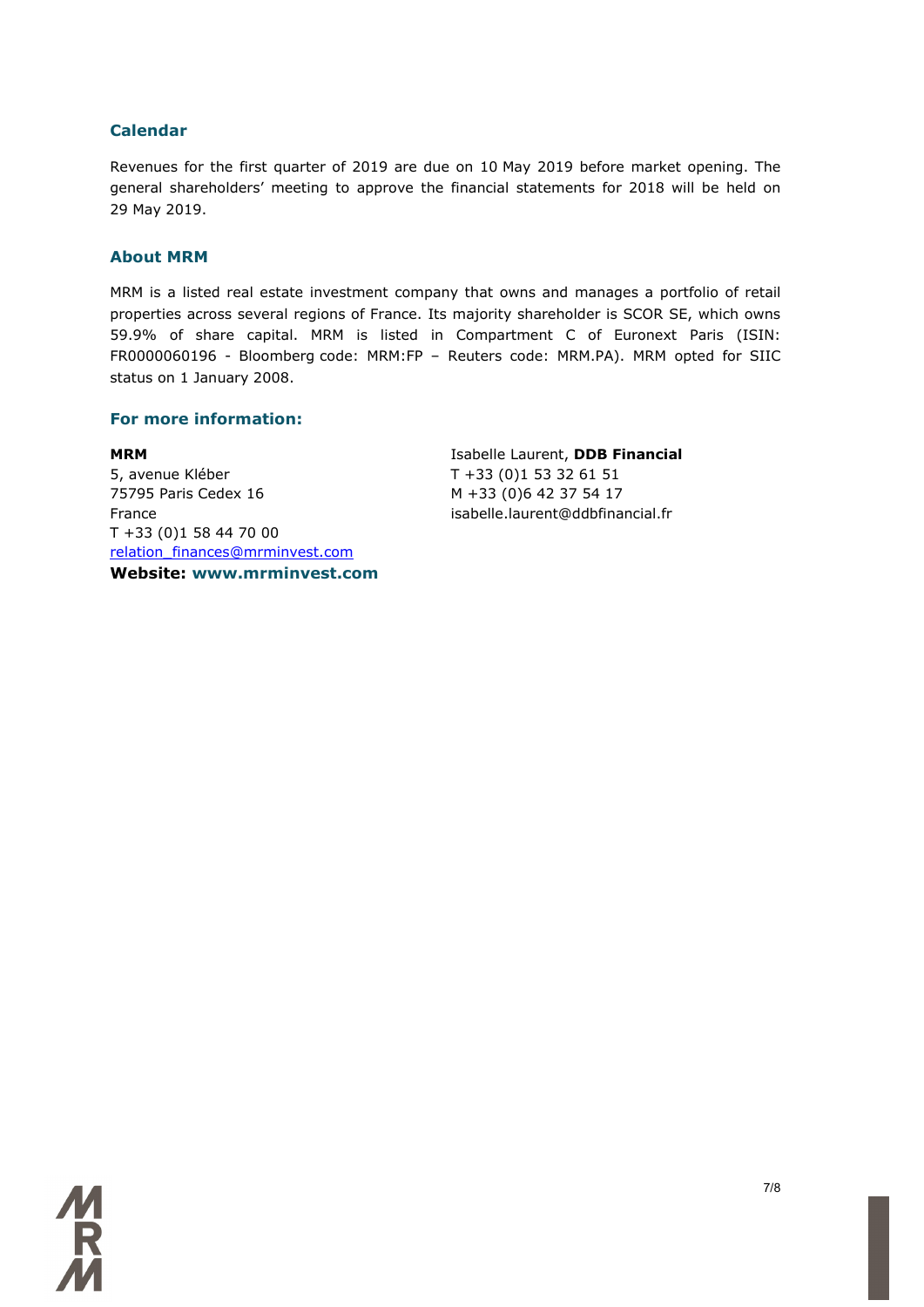## Calendar

Revenues for the first quarter of 2019 are due on 10 May 2019 before market opening. The general shareholders' meeting to approve the financial statements for 2018 will be held on 29 May 2019.

## About MRM

MRM is a listed real estate investment company that owns and manages a portfolio of retail properties across several regions of France. Its majority shareholder is SCOR SE, which owns 59.9% of share capital. MRM is listed in Compartment C of Euronext Paris (ISIN: FR0000060196 - Bloomberg code: MRM:FP – Reuters code: MRM.PA). MRM opted for SIIC status on 1 January 2008.

## For more information:

**MRM**
5, avenue Kléber
75795 Paris Cedex 16
France
T +33 (0)1 58 44 70 00
relation_finances@mrminvest.com
**Website: www.mrminvest.com**

Isabelle Laurent, **DDB Financial**
T +33 (0)1 53 32 61 51
M +33 (0)6 42 37 54 17
isabelle.laurent@ddbfinancial.fr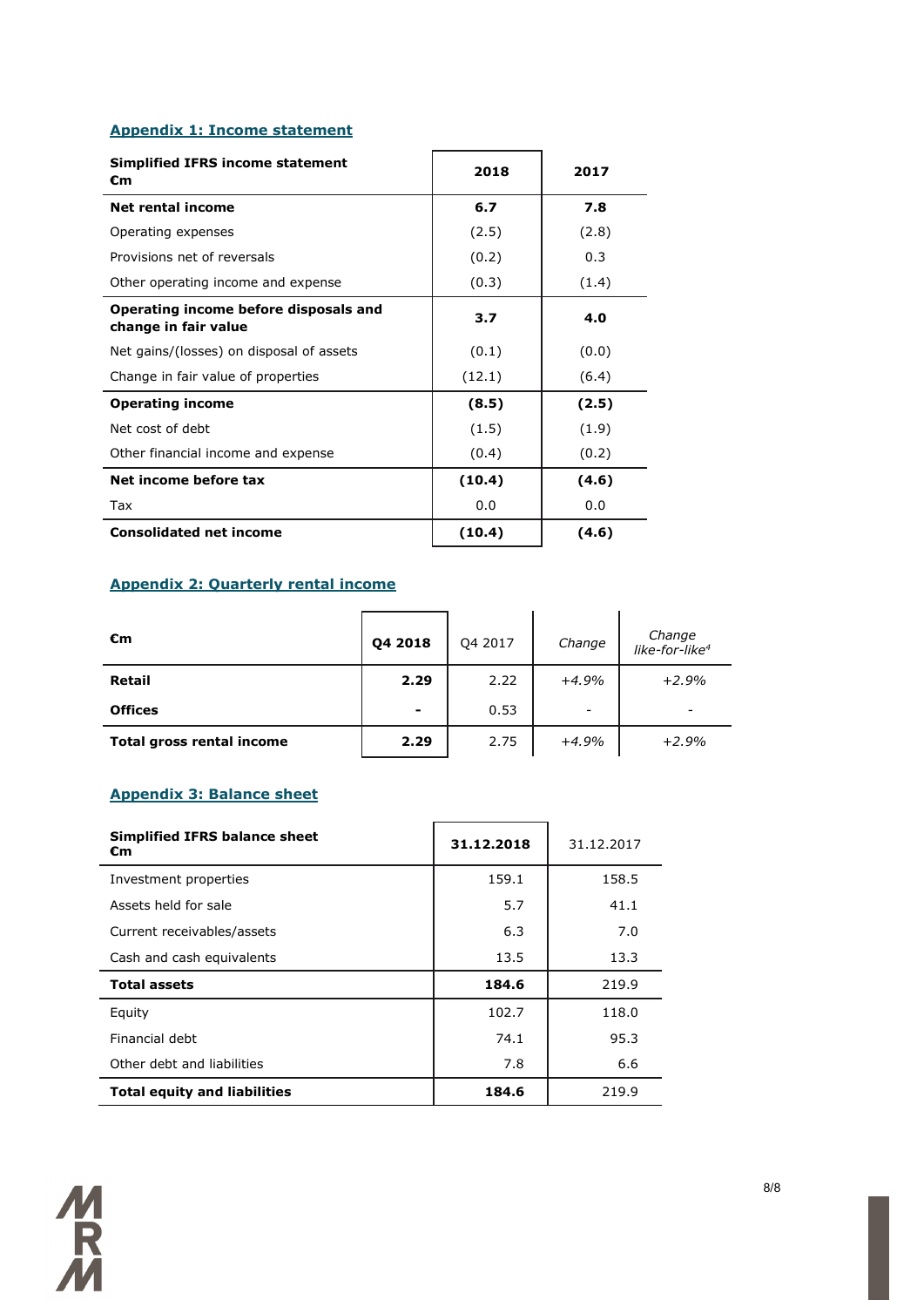## Appendix 1: Income statement

| Simplified IFRS income statement €m | 2018 | 2017 |
|---|---|---|
| **Net rental income** | **6.7** | **7.8** |
| Operating expenses | (2.5) | (2.8) |
| Provisions net of reversals | (0.2) | 0.3 |
| Other operating income and expense | (0.3) | (1.4) |
| **Operating income before disposals and change in fair value** | **3.7** | **4.0** |
| Net gains/(losses) on disposal of assets | (0.1) | (0.0) |
| Change in fair value of properties | (12.1) | (6.4) |
| **Operating income** | **(8.5)** | **(2.5)** |
| Net cost of debt | (1.5) | (1.9) |
| Other financial income and expense | (0.4) | (0.2) |
| **Net income before tax** | **(10.4)** | **(4.6)** |
| Tax | 0.0 | 0.0 |
| **Consolidated net income** | **(10.4)** | **(4.6)** |

## Appendix 2: Quarterly rental income

| €m | Q4 2018 | Q4 2017 | *Change* | *Change like-for-like*[4] |
|---|---|---|---|---|
| **Retail** | **2.29** | 2.22 | *+4.9%* | *+2.9%* |
| **Offices** | **-** | 0.53 | - | - |
| **Total gross rental income** | **2.29** | 2.75 | *+4.9%* | *+2.9%* |

## Appendix 3: Balance sheet

| Simplified IFRS balance sheet €m | 31.12.2018 | 31.12.2017 |
|---|---|---|
| Investment properties | 159.1 | 158.5 |
| Assets held for sale | 5.7 | 41.1 |
| Current receivables/assets | 6.3 | 7.0 |
| Cash and cash equivalents | 13.5 | 13.3 |
| **Total assets** | **184.6** | 219.9 |
| Equity | 102.7 | 118.0 |
| Financial debt | 74.1 | 95.3 |
| Other debt and liabilities | 7.8 | 6.6 |
| **Total equity and liabilities** | **184.6** | 219.9 |